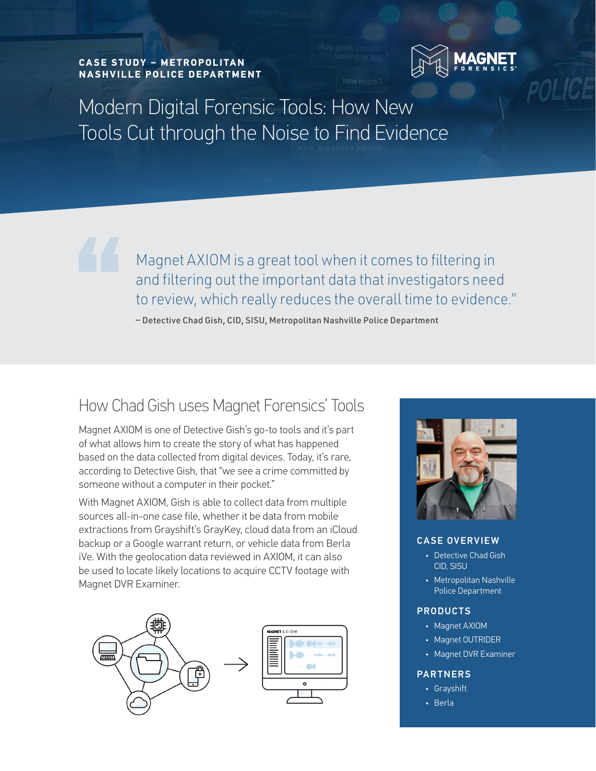**CASE STUDY – METROPOLITAN NASHVILLE POLICE DEPARTMENT**

# Modern Digital Forensic Tools: How New Tools Cut through the Noise to Find Evidence

> Magnet AXIOM is a great tool when it comes to filtering in and filtering out the important data that investigators need to review, which really reduces the overall time to evidence."
>
> – Detective Chad Gish, CID, SISU, Metropolitan Nashville Police Department

## How Chad Gish uses Magnet Forensics' Tools

Magnet AXIOM is one of Detective Gish's go-to tools and it's part of what allows him to create the story of what has happened based on the data collected from digital devices. Today, it's rare, according to Detective Gish, that "we see a crime committed by someone without a computer in their pocket."

With Magnet AXIOM, Gish is able to collect data from multiple sources all-in-one case file, whether it be data from mobile extractions from Grayshift's GrayKey, cloud data from an iCloud backup or a Google warrant return, or vehicle data from Berla iVe. With the geolocation data reviewed in AXIOM, it can also be used to locate likely locations to acquire CCTV footage with Magnet DVR Examiner.

### CASE OVERVIEW

- Detective Chad Gish CID, SISU
- Metropolitan Nashville Police Department

### PRODUCTS

- Magnet AXIOM
- Magnet OUTRIDER
- Magnet DVR Examiner

### PARTNERS

- Grayshift
- Berla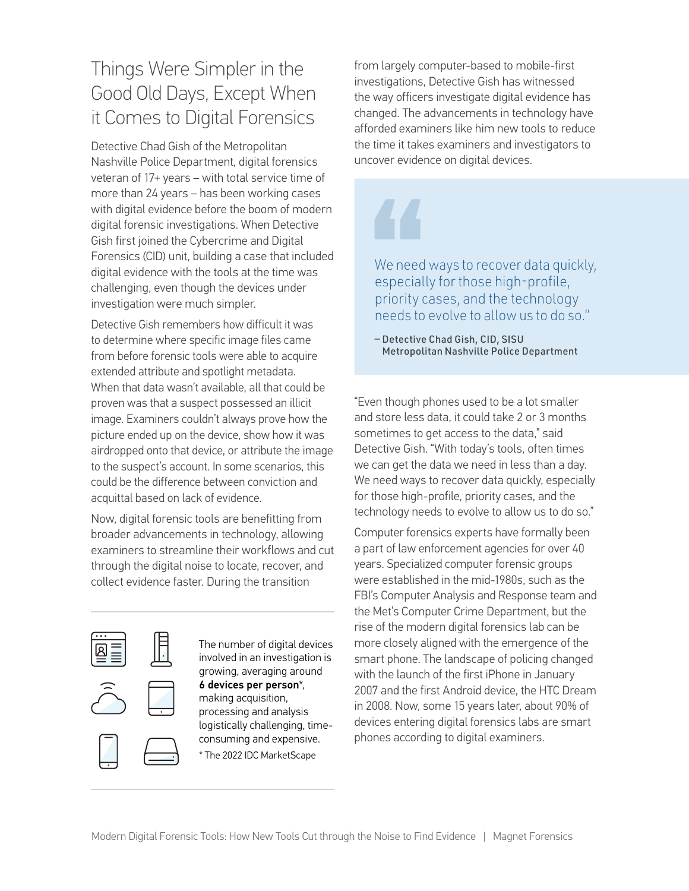## Things Were Simpler in the Good Old Days, Except When it Comes to Digital Forensics

Detective Chad Gish of the Metropolitan Nashville Police Department, digital forensics veteran of 17+ years – with total service time of more than 24 years – has been working cases with digital evidence before the boom of modern digital forensic investigations. When Detective Gish first joined the Cybercrime and Digital Forensics (CID) unit, building a case that included digital evidence with the tools at the time was challenging, even though the devices under investigation were much simpler.

Detective Gish remembers how difficult it was to determine where specific image files came from before forensic tools were able to acquire extended attribute and spotlight metadata. When that data wasn't available, all that could be proven was that a suspect possessed an illicit image. Examiners couldn't always prove how the picture ended up on the device, show how it was airdropped onto that device, or attribute the image to the suspect's account. In some scenarios, this could be the difference between conviction and acquittal based on lack of evidence.

Now, digital forensic tools are benefitting from broader advancements in technology, allowing examiners to streamline their workflows and cut through the digital noise to locate, recover, and collect evidence faster. During the transition from largely computer-based to mobile-first investigations, Detective Gish has witnessed the way officers investigate digital evidence has changed. The advancements in technology have afforded examiners like him new tools to reduce the time it takes examiners and investigators to uncover evidence on digital devices.

The number of digital devices involved in an investigation is growing, averaging around **6 devices per person***, making acquisition, processing and analysis logistically challenging, time-consuming and expensive.

* The 2022 IDC MarketScape

> "We need ways to recover data quickly, especially for those high-profile, priority cases, and the technology needs to evolve to allow us to do so."
>
> – Detective Chad Gish, CID, SISU
> Metropolitan Nashville Police Department

"Even though phones used to be a lot smaller and store less data, it could take 2 or 3 months sometimes to get access to the data," said Detective Gish. "With today's tools, often times we can get the data we need in less than a day. We need ways to recover data quickly, especially for those high-profile, priority cases, and the technology needs to evolve to allow us to do so."

Computer forensics experts have formally been a part of law enforcement agencies for over 40 years. Specialized computer forensic groups were established in the mid-1980s, such as the FBI's Computer Analysis and Response team and the Met's Computer Crime Department, but the rise of the modern digital forensics lab can be more closely aligned with the emergence of the smart phone. The landscape of policing changed with the launch of the first iPhone in January 2007 and the first Android device, the HTC Dream in 2008. Now, some 15 years later, about 90% of devices entering digital forensics labs are smart phones according to digital examiners.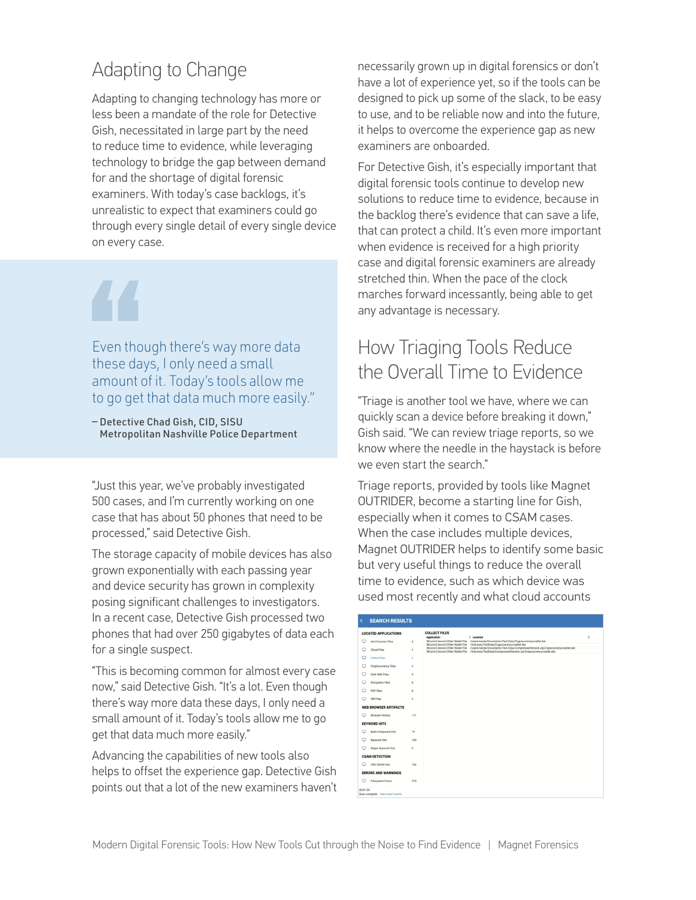## Adapting to Change

Adapting to changing technology has more or less been a mandate of the role for Detective Gish, necessitated in large part by the need to reduce time to evidence, while leveraging technology to bridge the gap between demand for and the shortage of digital forensic examiners. With today's case backlogs, it's unrealistic to expect that examiners could go through every single detail of every single device on every case.

> Even though there's way more data these days, I only need a small amount of it. Today's tools allow me to go get that data much more easily."
>
> – Detective Chad Gish, CID, SISU
> Metropolitan Nashville Police Department

"Just this year, we've probably investigated 500 cases, and I'm currently working on one case that has about 50 phones that need to be processed," said Detective Gish.

The storage capacity of mobile devices has also grown exponentially with each passing year and device security has grown in complexity posing significant challenges to investigators. In a recent case, Detective Gish processed two phones that had over 250 gigabytes of data each for a single suspect.

"This is becoming common for almost every case now," said Detective Gish. "It's a lot. Even though there's way more data these days, I only need a small amount of it. Today's tools allow me to go get that data much more easily."

Advancing the capabilities of new tools also helps to offset the experience gap. Detective Gish points out that a lot of the new examiners haven't necessarily grown up in digital forensics or don't have a lot of experience yet, so if the tools can be designed to pick up some of the slack, to be easy to use, and to be reliable now and into the future, it helps to overcome the experience gap as new examiners are onboarded.

For Detective Gish, it's especially important that digital forensic tools continue to develop new solutions to reduce time to evidence, because in the backlog there's evidence that can save a life, that can protect a child. It's even more important when evidence is received for a high priority case and digital forensic examiners are already stretched thin. When the pace of the clock marches forward incessantly, being able to get any advantage is necessary.

## How Triaging Tools Reduce the Overall Time to Evidence

"Triage is another tool we have, where we can quickly scan a device before breaking it down," Gish said. "We can review triage reports, so we know where the needle in the haystack is before we even start the search."

Triage reports, provided by tools like Magnet OUTRIDER, become a starting line for Gish, especially when it comes to CSAM cases. When the case includes multiple devices, Magnet OUTRIDER helps to identify some basic but very useful things to reduce the overall time to evidence, such as which device was used most recently and what cloud accounts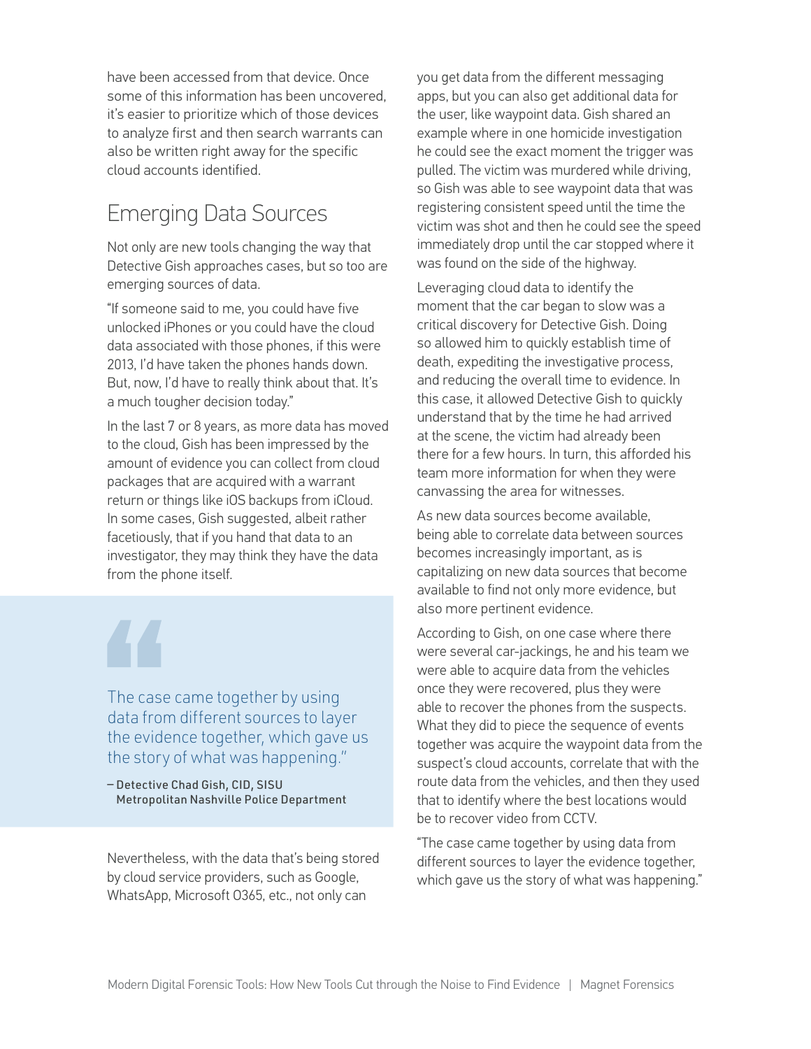have been accessed from that device. Once some of this information has been uncovered, it's easier to prioritize which of those devices to analyze first and then search warrants can also be written right away for the specific cloud accounts identified.

## Emerging Data Sources

Not only are new tools changing the way that Detective Gish approaches cases, but so too are emerging sources of data.

"If someone said to me, you could have five unlocked iPhones or you could have the cloud data associated with those phones, if this were 2013, I'd have taken the phones hands down. But, now, I'd have to really think about that. It's a much tougher decision today."

In the last 7 or 8 years, as more data has moved to the cloud, Gish has been impressed by the amount of evidence you can collect from cloud packages that are acquired with a warrant return or things like iOS backups from iCloud. In some cases, Gish suggested, albeit rather facetiously, that if you hand that data to an investigator, they may think they have the data from the phone itself.

> The case came together by using data from different sources to layer the evidence together, which gave us the story of what was happening."
>
> – Detective Chad Gish, CID, SISU Metropolitan Nashville Police Department

Nevertheless, with the data that's being stored by cloud service providers, such as Google, WhatsApp, Microsoft O365, etc., not only can you get data from the different messaging apps, but you can also get additional data for the user, like waypoint data. Gish shared an example where in one homicide investigation he could see the exact moment the trigger was pulled. The victim was murdered while driving, so Gish was able to see waypoint data that was registering consistent speed until the time the victim was shot and then he could see the speed immediately drop until the car stopped where it was found on the side of the highway.

Leveraging cloud data to identify the moment that the car began to slow was a critical discovery for Detective Gish. Doing so allowed him to quickly establish time of death, expediting the investigative process, and reducing the overall time to evidence. In this case, it allowed Detective Gish to quickly understand that by the time he had arrived at the scene, the victim had already been there for a few hours. In turn, this afforded his team more information for when they were canvassing the area for witnesses.

As new data sources become available, being able to correlate data between sources becomes increasingly important, as is capitalizing on new data sources that become available to find not only more evidence, but also more pertinent evidence.

According to Gish, on one case where there were several car-jackings, he and his team we were able to acquire data from the vehicles once they were recovered, plus they were able to recover the phones from the suspects. What they did to piece the sequence of events together was acquire the waypoint data from the suspect's cloud accounts, correlate that with the route data from the vehicles, and then they used that to identify where the best locations would be to recover video from CCTV.

"The case came together by using data from different sources to layer the evidence together, which gave us the story of what was happening."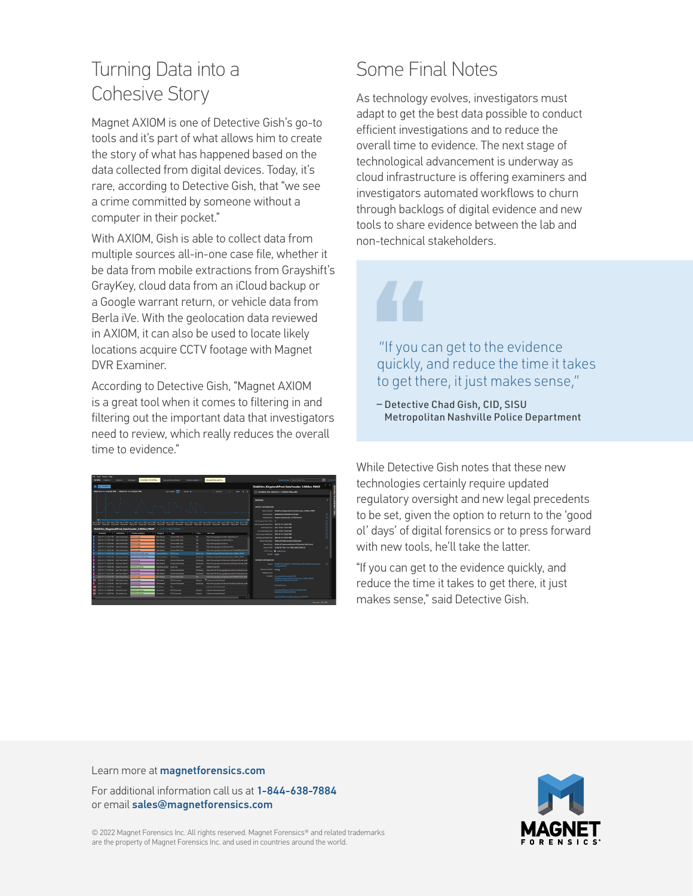## Turning Data into a Cohesive Story

Magnet AXIOM is one of Detective Gish's go-to tools and it's part of what allows him to create the story of what has happened based on the data collected from digital devices. Today, it's rare, according to Detective Gish, that "we see a crime committed by someone without a computer in their pocket."

With AXIOM, Gish is able to collect data from multiple sources all-in-one case file, whether it be data from mobile extractions from Grayshift's GrayKey, cloud data from an iCloud backup or a Google warrant return, or vehicle data from Berla iVe. With the geolocation data reviewed in AXIOM, it can also be used to locate likely locations acquire CCTV footage with Magnet DVR Examiner.

According to Detective Gish, "Magnet AXIOM is a great tool when it comes to filtering in and filtering out the important data that investigators need to review, which really reduces the overall time to evidence."

## Some Final Notes

As technology evolves, investigators must adapt to get the best data possible to conduct efficient investigations and to reduce the overall time to evidence. The next stage of technological advancement is underway as cloud infrastructure is offering examiners and investigators automated workflows to churn through backlogs of digital evidence and new tools to share evidence between the lab and non-technical stakeholders.

> "If you can get to the evidence quickly, and reduce the time it takes to get there, it just makes sense,"
>
> – Detective Chad Gish, CID, SISU
> Metropolitan Nashville Police Department

While Detective Gish notes that these new technologies certainly require updated regulatory oversight and new legal precedents to be set, given the option to return to the 'good ol' days' of digital forensics or to press forward with new tools, he'll take the latter.

"If you can get to the evidence quickly, and reduce the time it takes to get there, it just makes sense," said Detective Gish.

Learn more at **magnetforensics.com**

For additional information call us at **1-844-638-7884**
or email **sales@magnetforensics.com**

© 2022 Magnet Forensics Inc. All rights reserved. Magnet Forensics® and related trademarks are the property of Magnet Forensics Inc. and used in countries around the world.

MAGNET FORENSICS